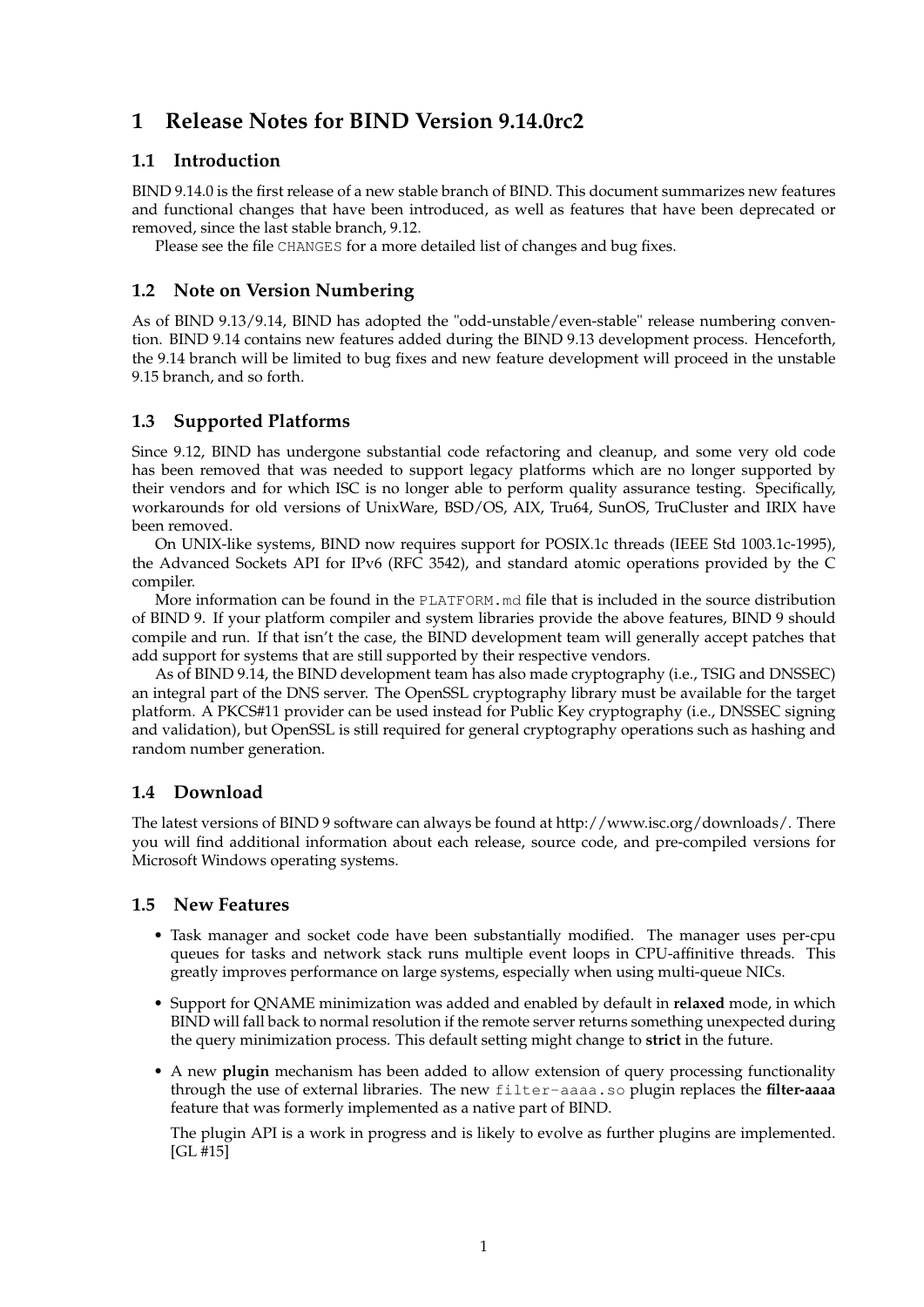# 1 Release Notes for BIND Version 9.14.0rc2

## 1.1 Introduction

BIND 9.14.0 is the first release of a new stable branch of BIND. This document summarizes new features and functional changes that have been introduced, as well as features that have been deprecated or removed, since the last stable branch, 9.12.

Please see the file `CHANGES` for a more detailed list of changes and bug fixes.

## 1.2 Note on Version Numbering

As of BIND 9.13/9.14, BIND has adopted the "odd-unstable/even-stable" release numbering convention. BIND 9.14 contains new features added during the BIND 9.13 development process. Henceforth, the 9.14 branch will be limited to bug fixes and new feature development will proceed in the unstable 9.15 branch, and so forth.

## 1.3 Supported Platforms

Since 9.12, BIND has undergone substantial code refactoring and cleanup, and some very old code has been removed that was needed to support legacy platforms which are no longer supported by their vendors and for which ISC is no longer able to perform quality assurance testing. Specifically, workarounds for old versions of UnixWare, BSD/OS, AIX, Tru64, SunOS, TruCluster and IRIX have been removed.

On UNIX-like systems, BIND now requires support for POSIX.1c threads (IEEE Std 1003.1c-1995), the Advanced Sockets API for IPv6 (RFC 3542), and standard atomic operations provided by the C compiler.

More information can be found in the `PLATFORM.md` file that is included in the source distribution of BIND 9. If your platform compiler and system libraries provide the above features, BIND 9 should compile and run. If that isn't the case, the BIND development team will generally accept patches that add support for systems that are still supported by their respective vendors.

As of BIND 9.14, the BIND development team has also made cryptography (i.e., TSIG and DNSSEC) an integral part of the DNS server. The OpenSSL cryptography library must be available for the target platform. A PKCS#11 provider can be used instead for Public Key cryptography (i.e., DNSSEC signing and validation), but OpenSSL is still required for general cryptography operations such as hashing and random number generation.

## 1.4 Download

The latest versions of BIND 9 software can always be found at http://www.isc.org/downloads/. There you will find additional information about each release, source code, and pre-compiled versions for Microsoft Windows operating systems.

## 1.5 New Features

- Task manager and socket code have been substantially modified. The manager uses per-cpu queues for tasks and network stack runs multiple event loops in CPU-affinitive threads. This greatly improves performance on large systems, especially when using multi-queue NICs.
- Support for QNAME minimization was added and enabled by default in **relaxed** mode, in which BIND will fall back to normal resolution if the remote server returns something unexpected during the query minimization process. This default setting might change to **strict** in the future.
- A new **plugin** mechanism has been added to allow extension of query processing functionality through the use of external libraries. The new `filter-aaaa.so` plugin replaces the **filter-aaaa** feature that was formerly implemented as a native part of BIND.

  The plugin API is a work in progress and is likely to evolve as further plugins are implemented. [GL #15]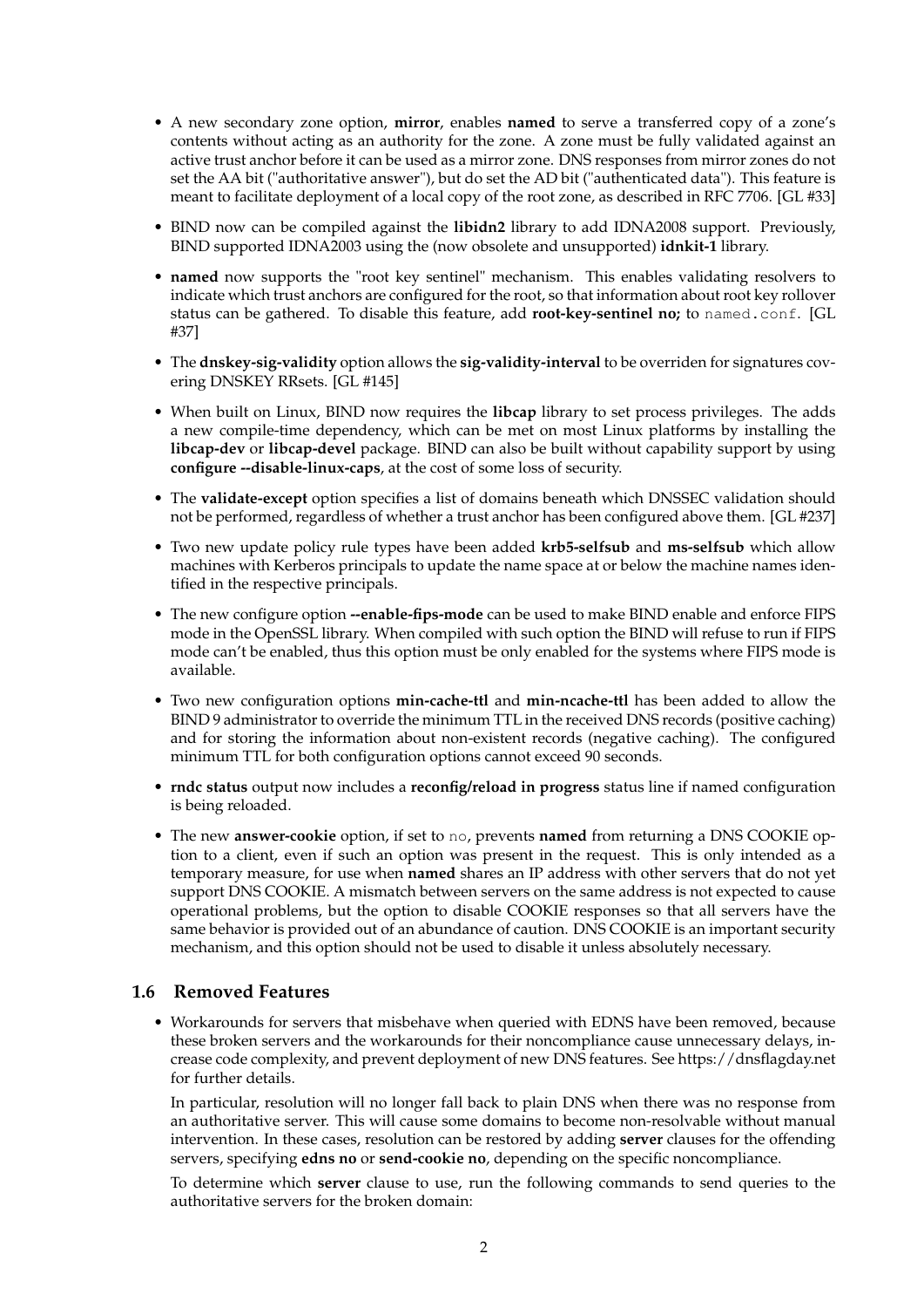- A new secondary zone option, **mirror**, enables **named** to serve a transferred copy of a zone's contents without acting as an authority for the zone. A zone must be fully validated against an active trust anchor before it can be used as a mirror zone. DNS responses from mirror zones do not set the AA bit ("authoritative answer"), but do set the AD bit ("authenticated data"). This feature is meant to facilitate deployment of a local copy of the root zone, as described in RFC 7706. [GL #33]
- BIND now can be compiled against the **libidn2** library to add IDNA2008 support. Previously, BIND supported IDNA2003 using the (now obsolete and unsupported) **idnkit-1** library.
- **named** now supports the "root key sentinel" mechanism. This enables validating resolvers to indicate which trust anchors are configured for the root, so that information about root key rollover status can be gathered. To disable this feature, add **root-key-sentinel no;** to `named.conf`. [GL #37]
- The **dnskey-sig-validity** option allows the **sig-validity-interval** to be overriden for signatures covering DNSKEY RRsets. [GL #145]
- When built on Linux, BIND now requires the **libcap** library to set process privileges. The adds a new compile-time dependency, which can be met on most Linux platforms by installing the **libcap-dev** or **libcap-devel** package. BIND can also be built without capability support by using **configure --disable-linux-caps**, at the cost of some loss of security.
- The **validate-except** option specifies a list of domains beneath which DNSSEC validation should not be performed, regardless of whether a trust anchor has been configured above them. [GL #237]
- Two new update policy rule types have been added **krb5-selfsub** and **ms-selfsub** which allow machines with Kerberos principals to update the name space at or below the machine names identified in the respective principals.
- The new configure option **--enable-fips-mode** can be used to make BIND enable and enforce FIPS mode in the OpenSSL library. When compiled with such option the BIND will refuse to run if FIPS mode can't be enabled, thus this option must be only enabled for the systems where FIPS mode is available.
- Two new configuration options **min-cache-ttl** and **min-ncache-ttl** has been added to allow the BIND 9 administrator to override the minimum TTL in the received DNS records (positive caching) and for storing the information about non-existent records (negative caching). The configured minimum TTL for both configuration options cannot exceed 90 seconds.
- **rndc status** output now includes a **reconfig/reload in progress** status line if named configuration is being reloaded.
- The new **answer-cookie** option, if set to `no`, prevents **named** from returning a DNS COOKIE option to a client, even if such an option was present in the request. This is only intended as a temporary measure, for use when **named** shares an IP address with other servers that do not yet support DNS COOKIE. A mismatch between servers on the same address is not expected to cause operational problems, but the option to disable COOKIE responses so that all servers have the same behavior is provided out of an abundance of caution. DNS COOKIE is an important security mechanism, and this option should not be used to disable it unless absolutely necessary.

## 1.6 Removed Features

- Workarounds for servers that misbehave when queried with EDNS have been removed, because these broken servers and the workarounds for their noncompliance cause unnecessary delays, increase code complexity, and prevent deployment of new DNS features. See https://dnsflagday.net for further details.

  In particular, resolution will no longer fall back to plain DNS when there was no response from an authoritative server. This will cause some domains to become non-resolvable without manual intervention. In these cases, resolution can be restored by adding **server** clauses for the offending servers, specifying **edns no** or **send-cookie no**, depending on the specific noncompliance.

  To determine which **server** clause to use, run the following commands to send queries to the authoritative servers for the broken domain: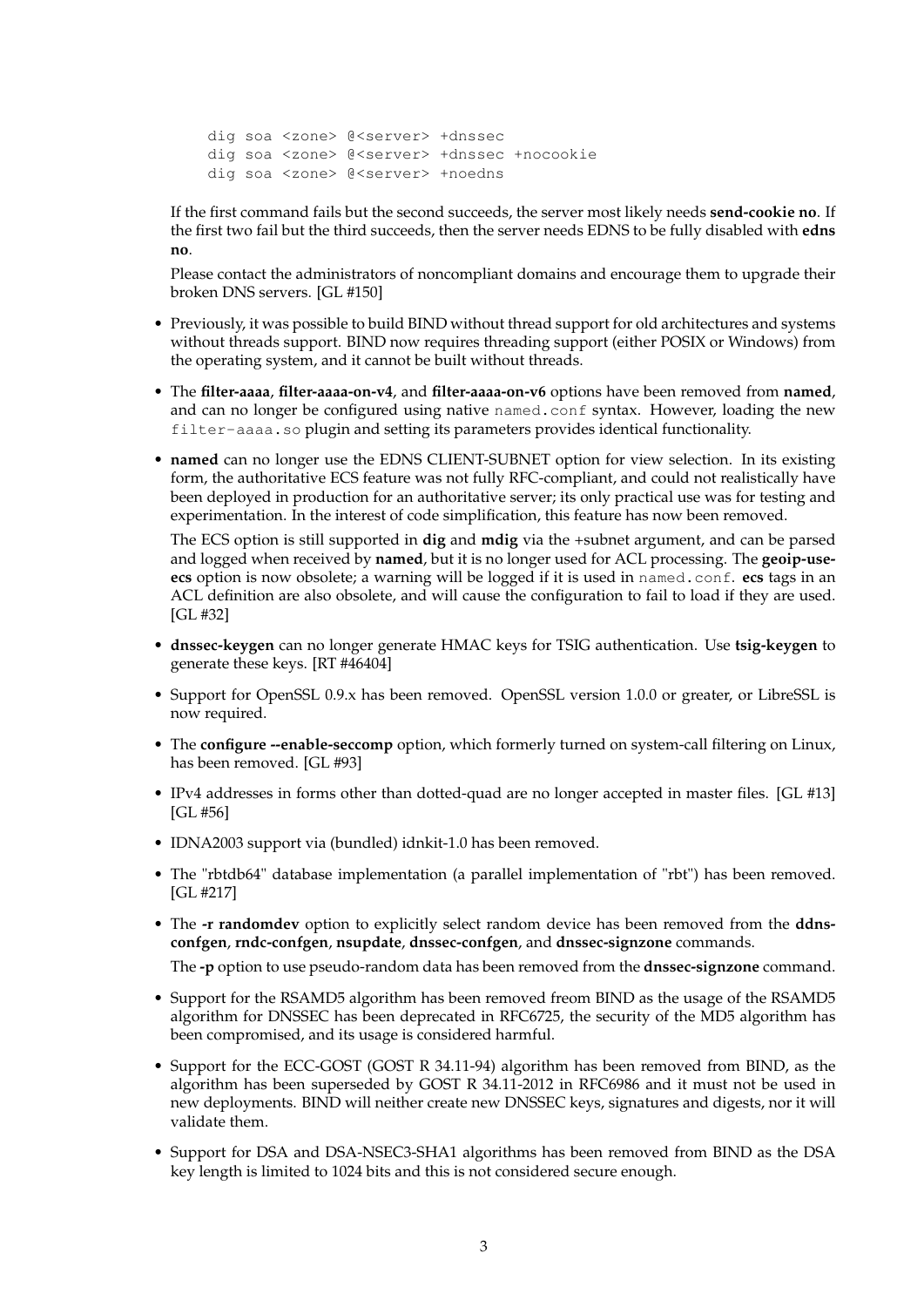```
dig soa <zone> @<server> +dnssec
dig soa <zone> @<server> +dnssec +nocookie
dig soa <zone> @<server> +noedns
```

If the first command fails but the second succeeds, the server most likely needs **send-cookie no**. If the first two fail but the third succeeds, then the server needs EDNS to be fully disabled with **edns no**.

Please contact the administrators of noncompliant domains and encourage them to upgrade their broken DNS servers. [GL #150]

- Previously, it was possible to build BIND without thread support for old architectures and systems without threads support. BIND now requires threading support (either POSIX or Windows) from the operating system, and it cannot be built without threads.
- The **filter-aaaa**, **filter-aaaa-on-v4**, and **filter-aaaa-on-v6** options have been removed from **named**, and can no longer be configured using native `named.conf` syntax. However, loading the new `filter-aaaa.so` plugin and setting its parameters provides identical functionality.
- **named** can no longer use the EDNS CLIENT-SUBNET option for view selection. In its existing form, the authoritative ECS feature was not fully RFC-compliant, and could not realistically have been deployed in production for an authoritative server; its only practical use was for testing and experimentation. In the interest of code simplification, this feature has now been removed.

  The ECS option is still supported in **dig** and **mdig** via the +subnet argument, and can be parsed and logged when received by **named**, but it is no longer used for ACL processing. The **geoip-use-ecs** option is now obsolete; a warning will be logged if it is used in `named.conf`. **ecs** tags in an ACL definition are also obsolete, and will cause the configuration to fail to load if they are used. [GL #32]
- **dnssec-keygen** can no longer generate HMAC keys for TSIG authentication. Use **tsig-keygen** to generate these keys. [RT #46404]
- Support for OpenSSL 0.9.x has been removed. OpenSSL version 1.0.0 or greater, or LibreSSL is now required.
- The **configure --enable-seccomp** option, which formerly turned on system-call filtering on Linux, has been removed. [GL #93]
- IPv4 addresses in forms other than dotted-quad are no longer accepted in master files. [GL #13] [GL #56]
- IDNA2003 support via (bundled) idnkit-1.0 has been removed.
- The "rbtdb64" database implementation (a parallel implementation of "rbt") has been removed. [GL #217]
- The **-r randomdev** option to explicitly select random device has been removed from the **ddns-confgen**, **rndc-confgen**, **nsupdate**, **dnssec-confgen**, and **dnssec-signzone** commands.

  The **-p** option to use pseudo-random data has been removed from the **dnssec-signzone** command.
- Support for the RSAMD5 algorithm has been removed freom BIND as the usage of the RSAMD5 algorithm for DNSSEC has been deprecated in RFC6725, the security of the MD5 algorithm has been compromised, and its usage is considered harmful.
- Support for the ECC-GOST (GOST R 34.11-94) algorithm has been removed from BIND, as the algorithm has been superseded by GOST R 34.11-2012 in RFC6986 and it must not be used in new deployments. BIND will neither create new DNSSEC keys, signatures and digests, nor it will validate them.
- Support for DSA and DSA-NSEC3-SHA1 algorithms has been removed from BIND as the DSA key length is limited to 1024 bits and this is not considered secure enough.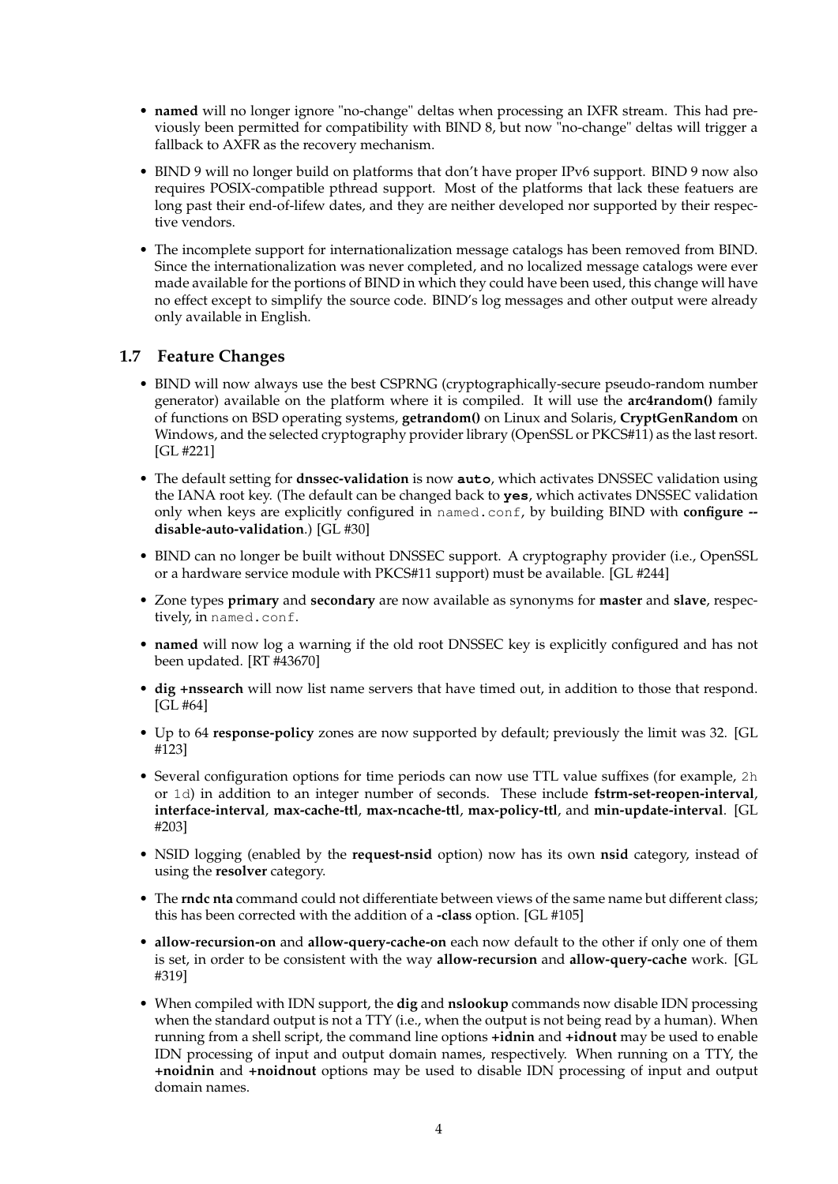- **named** will no longer ignore "no-change" deltas when processing an IXFR stream. This had previously been permitted for compatibility with BIND 8, but now "no-change" deltas will trigger a fallback to AXFR as the recovery mechanism.

- BIND 9 will no longer build on platforms that don't have proper IPv6 support. BIND 9 now also requires POSIX-compatible pthread support. Most of the platforms that lack these featuers are long past their end-of-lifew dates, and they are neither developed nor supported by their respective vendors.

- The incomplete support for internationalization message catalogs has been removed from BIND. Since the internationalization was never completed, and no localized message catalogs were ever made available for the portions of BIND in which they could have been used, this change will have no effect except to simplify the source code. BIND's log messages and other output were already only available in English.

## 1.7 Feature Changes

- BIND will now always use the best CSPRNG (cryptographically-secure pseudo-random number generator) available on the platform where it is compiled. It will use the **arc4random()** family of functions on BSD operating systems, **getrandom()** on Linux and Solaris, **CryptGenRandom** on Windows, and the selected cryptography provider library (OpenSSL or PKCS#11) as the last resort. [GL #221]

- The default setting for **dnssec-validation** is now **`auto`**, which activates DNSSEC validation using the IANA root key. (The default can be changed back to **`yes`**, which activates DNSSEC validation only when keys are explicitly configured in `named.conf`, by building BIND with **configure --disable-auto-validation**.) [GL #30]

- BIND can no longer be built without DNSSEC support. A cryptography provider (i.e., OpenSSL or a hardware service module with PKCS#11 support) must be available. [GL #244]

- Zone types **primary** and **secondary** are now available as synonyms for **master** and **slave**, respectively, in `named.conf`.

- **named** will now log a warning if the old root DNSSEC key is explicitly configured and has not been updated. [RT #43670]

- **dig +nssearch** will now list name servers that have timed out, in addition to those that respond. [GL #64]

- Up to 64 **response-policy** zones are now supported by default; previously the limit was 32. [GL #123]

- Several configuration options for time periods can now use TTL value suffixes (for example, `2h` or `1d`) in addition to an integer number of seconds. These include **fstrm-set-reopen-interval**, **interface-interval**, **max-cache-ttl**, **max-ncache-ttl**, **max-policy-ttl**, and **min-update-interval**. [GL #203]

- NSID logging (enabled by the **request-nsid** option) now has its own **nsid** category, instead of using the **resolver** category.

- The **rndc nta** command could not differentiate between views of the same name but different class; this has been corrected with the addition of a **-class** option. [GL #105]

- **allow-recursion-on** and **allow-query-cache-on** each now default to the other if only one of them is set, in order to be consistent with the way **allow-recursion** and **allow-query-cache** work. [GL #319]

- When compiled with IDN support, the **dig** and **nslookup** commands now disable IDN processing when the standard output is not a TTY (i.e., when the output is not being read by a human). When running from a shell script, the command line options **+idnin** and **+idnout** may be used to enable IDN processing of input and output domain names, respectively. When running on a TTY, the **+noidnin** and **+noidnout** options may be used to disable IDN processing of input and output domain names.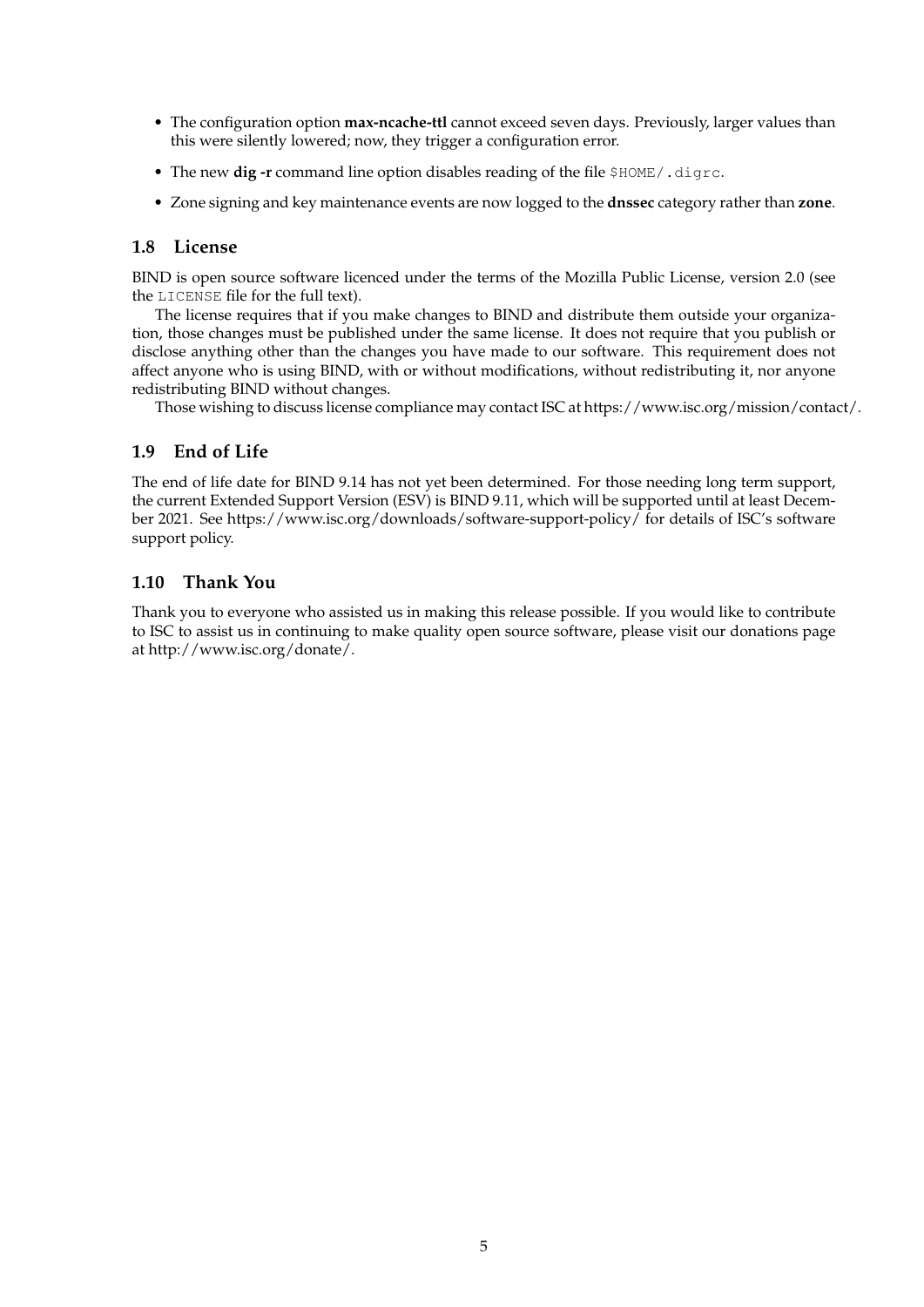- The configuration option **max-ncache-ttl** cannot exceed seven days. Previously, larger values than this were silently lowered; now, they trigger a configuration error.
- The new **dig -r** command line option disables reading of the file `$HOME/.digrc`.
- Zone signing and key maintenance events are now logged to the **dnssec** category rather than **zone**.

## 1.8 License

BIND is open source software licenced under the terms of the Mozilla Public License, version 2.0 (see the `LICENSE` file for the full text).

The license requires that if you make changes to BIND and distribute them outside your organization, those changes must be published under the same license. It does not require that you publish or disclose anything other than the changes you have made to our software. This requirement does not affect anyone who is using BIND, with or without modifications, without redistributing it, nor anyone redistributing BIND without changes.

Those wishing to discuss license compliance may contact ISC at https://www.isc.org/mission/contact/.

## 1.9 End of Life

The end of life date for BIND 9.14 has not yet been determined. For those needing long term support, the current Extended Support Version (ESV) is BIND 9.11, which will be supported until at least December 2021. See https://www.isc.org/downloads/software-support-policy/ for details of ISC's software support policy.

## 1.10 Thank You

Thank you to everyone who assisted us in making this release possible. If you would like to contribute to ISC to assist us in continuing to make quality open source software, please visit our donations page at http://www.isc.org/donate/.